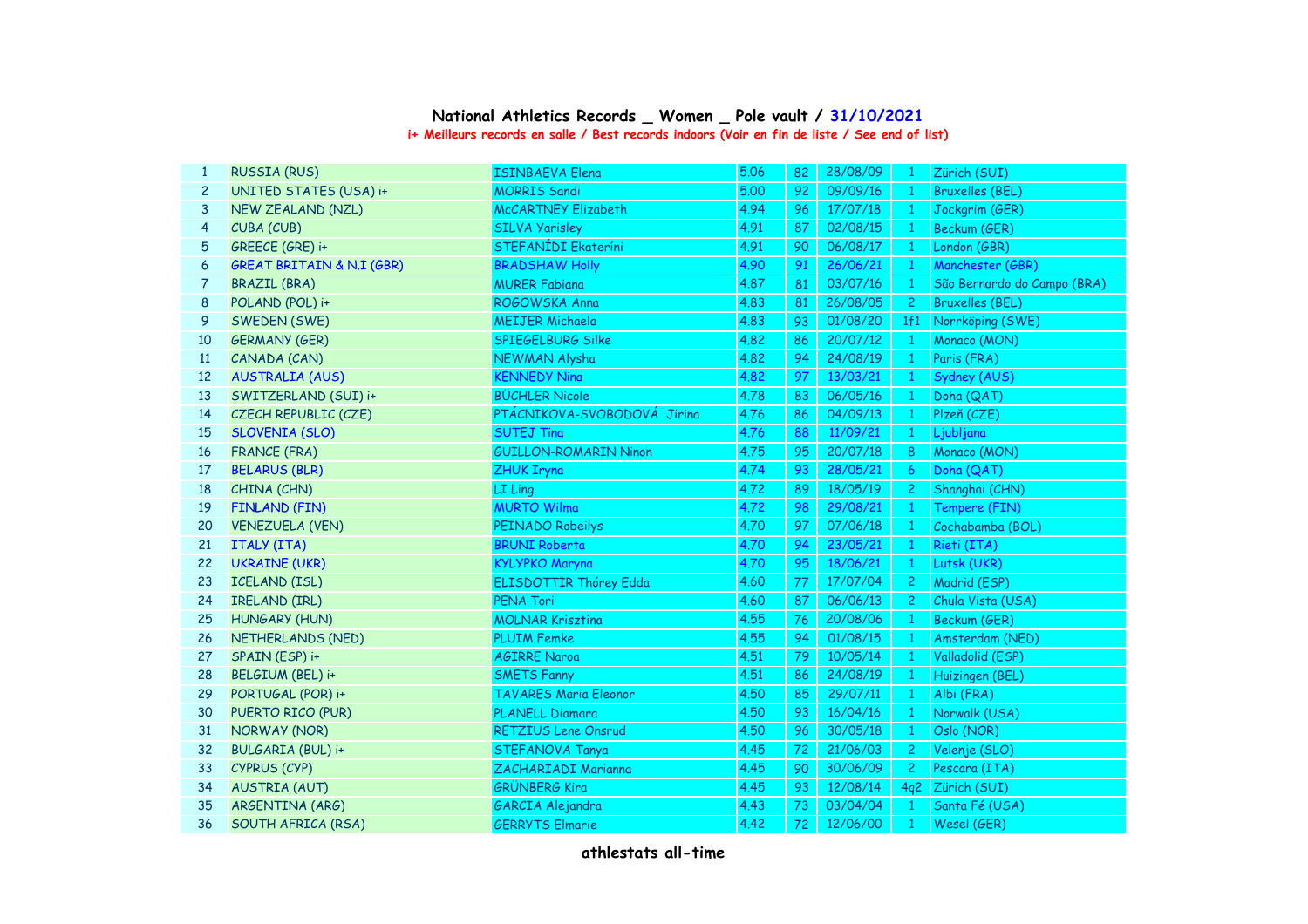# National Athletics Records _ Women _ Pole vault / 31/10/2021

i+ Meilleurs records en salle / Best records indoors (Voir en fin de liste / See end of list)

| | | | | | | | |
|---|---|---|---|---|---|---|---|
| 1 | RUSSIA (RUS) | ISINBAEVA Elena | 5.06 | 82 | 28/08/09 | 1 | Zürich (SUI) |
| 2 | UNITED STATES (USA) i+ | MORRIS Sandi | 5.00 | 92 | 09/09/16 | 1 | Bruxelles (BEL) |
| 3 | NEW ZEALAND (NZL) | McCARTNEY Elizabeth | 4.94 | 96 | 17/07/18 | 1 | Jockgrim (GER) |
| 4 | CUBA (CUB) | SILVA Yarisley | 4.91 | 87 | 02/08/15 | 1 | Beckum (GER) |
| 5 | GREECE (GRE) i+ | STEFANÍDI Ekateríni | 4.91 | 90 | 06/08/17 | 1 | London (GBR) |
| 6 | GREAT BRITAIN & N.I (GBR) | BRADSHAW Holly | 4.90 | 91 | 26/06/21 | 1 | Manchester (GBR) |
| 7 | BRAZIL (BRA) | MURER Fabiana | 4.87 | 81 | 03/07/16 | 1 | São Bernardo do Campo (BRA) |
| 8 | POLAND (POL) i+ | ROGOWSKA Anna | 4.83 | 81 | 26/08/05 | 2 | Bruxelles (BEL) |
| 9 | SWEDEN (SWE) | MEIJER Michaela | 4.83 | 93 | 01/08/20 | 1f1 | Norrköping (SWE) |
| 10 | GERMANY (GER) | SPIEGELBURG Silke | 4.82 | 86 | 20/07/12 | 1 | Monaco (MON) |
| 11 | CANADA (CAN) | NEWMAN Alysha | 4.82 | 94 | 24/08/19 | 1 | Paris (FRA) |
| 12 | AUSTRALIA (AUS) | KENNEDY Nina | 4.82 | 97 | 13/03/21 | 1 | Sydney (AUS) |
| 13 | SWITZERLAND (SUI) i+ | BÜCHLER Nicole | 4.78 | 83 | 06/05/16 | 1 | Doha (QAT) |
| 14 | CZECH REPUBLIC (CZE) | PTÁCNIKOVA-SVOBODOVÁ Jirina | 4.76 | 86 | 04/09/13 | 1 | Plzeň (CZE) |
| 15 | SLOVENIA (SLO) | SUTEJ Tina | 4.76 | 88 | 11/09/21 | 1 | Ljubljana |
| 16 | FRANCE (FRA) | GUILLON-ROMARIN Ninon | 4.75 | 95 | 20/07/18 | 8 | Monaco (MON) |
| 17 | BELARUS (BLR) | ZHUK Iryna | 4.74 | 93 | 28/05/21 | 6 | Doha (QAT) |
| 18 | CHINA (CHN) | LI Ling | 4.72 | 89 | 18/05/19 | 2 | Shanghai (CHN) |
| 19 | FINLAND (FIN) | MURTO Wilma | 4.72 | 98 | 29/08/21 | 1 | Tempere (FIN) |
| 20 | VENEZUELA (VEN) | PEINADO Robeilys | 4.70 | 97 | 07/06/18 | 1 | Cochabamba (BOL) |
| 21 | ITALY (ITA) | BRUNI Roberta | 4.70 | 94 | 23/05/21 | 1 | Rieti (ITA) |
| 22 | UKRAINE (UKR) | KYLYPKO Maryna | 4.70 | 95 | 18/06/21 | 1 | Lutsk (UKR) |
| 23 | ICELAND (ISL) | ELISDOTTIR Thórey Edda | 4.60 | 77 | 17/07/04 | 2 | Madrid (ESP) |
| 24 | IRELAND (IRL) | PENA Tori | 4.60 | 87 | 06/06/13 | 2 | Chula Vista (USA) |
| 25 | HUNGARY (HUN) | MOLNAR Krisztina | 4.55 | 76 | 20/08/06 | 1 | Beckum (GER) |
| 26 | NETHERLANDS (NED) | PLUIM Femke | 4.55 | 94 | 01/08/15 | 1 | Amsterdam (NED) |
| 27 | SPAIN (ESP) i+ | AGIRRE Naroa | 4.51 | 79 | 10/05/14 | 1 | Valladolid (ESP) |
| 28 | BELGIUM (BEL) i+ | SMETS Fanny | 4.51 | 86 | 24/08/19 | 1 | Huizingen (BEL) |
| 29 | PORTUGAL (POR) i+ | TAVARES Maria Eleonor | 4.50 | 85 | 29/07/11 | 1 | Albi (FRA) |
| 30 | PUERTO RICO (PUR) | PLANELL Diamara | 4.50 | 93 | 16/04/16 | 1 | Norwalk (USA) |
| 31 | NORWAY (NOR) | RETZIUS Lene Onsrud | 4.50 | 96 | 30/05/18 | 1 | Oslo (NOR) |
| 32 | BULGARIA (BUL) i+ | STEFANOVA Tanya | 4.45 | 72 | 21/06/03 | 2 | Velenje (SLO) |
| 33 | CYPRUS (CYP) | ZACHARIADI Marianna | 4.45 | 90 | 30/06/09 | 2 | Pescara (ITA) |
| 34 | AUSTRIA (AUT) | GRÜNBERG Kira | 4.45 | 93 | 12/08/14 | 4q2 | Zürich (SUI) |
| 35 | ARGENTINA (ARG) | GARCIA Alejandra | 4.43 | 73 | 03/04/04 | 1 | Santa Fé (USA) |
| 36 | SOUTH AFRICA (RSA) | GERRYTS Elmarie | 4.42 | 72 | 12/06/00 | 1 | Wesel (GER) |

**athlestats all-time**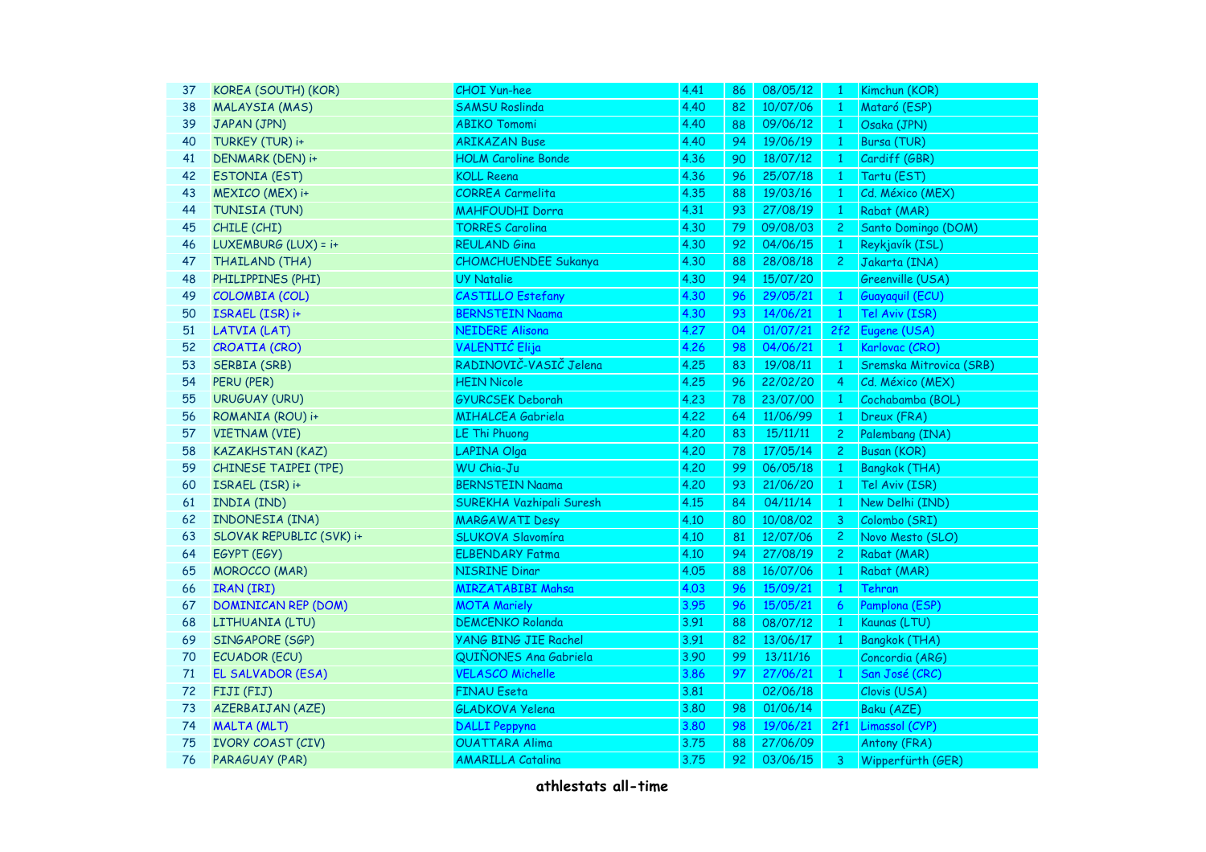| 37 | KOREA (SOUTH) (KOR) | CHOI Yun-hee | 4.41 | 86 | 08/05/12 | 1 | Kimchun (KOR) |
|---|---|---|---|---|---|---|---|
| 38 | MALAYSIA (MAS) | SAMSU Roslinda | 4.40 | 82 | 10/07/06 | 1 | Mataró (ESP) |
| 39 | JAPAN (JPN) | ABIKO Tomomi | 4.40 | 88 | 09/06/12 | 1 | Osaka (JPN) |
| 40 | TURKEY (TUR) i+ | ARIKAZAN Buse | 4.40 | 94 | 19/06/19 | 1 | Bursa (TUR) |
| 41 | DENMARK (DEN) i+ | HOLM Caroline Bonde | 4.36 | 90 | 18/07/12 | 1 | Cardiff (GBR) |
| 42 | ESTONIA (EST) | KOLL Reena | 4.36 | 96 | 25/07/18 | 1 | Tartu (EST) |
| 43 | MEXICO (MEX) i+ | CORREA Carmelita | 4.35 | 88 | 19/03/16 | 1 | Cd. México (MEX) |
| 44 | TUNISIA (TUN) | MAHFOUDHI Dorra | 4.31 | 93 | 27/08/19 | 1 | Rabat (MAR) |
| 45 | CHILE (CHI) | TORRES Carolina | 4.30 | 79 | 09/08/03 | 2 | Santo Domingo (DOM) |
| 46 | LUXEMBURG (LUX) = i+ | REULAND Gina | 4.30 | 92 | 04/06/15 | 1 | Reykjavík (ISL) |
| 47 | THAILAND (THA) | CHOMCHUENDEE Sukanya | 4.30 | 88 | 28/08/18 | 2 | Jakarta (INA) |
| 48 | PHILIPPINES (PHI) | UY Natalie | 4.30 | 94 | 15/07/20 | | Greenville (USA) |
| 49 | COLOMBIA (COL) | CASTILLO Estefany | 4.30 | 96 | 29/05/21 | 1 | Guayaquil (ECU) |
| 50 | ISRAEL (ISR) i+ | BERNSTEIN Naama | 4.30 | 93 | 14/06/21 | 1 | Tel Aviv (ISR) |
| 51 | LATVIA (LAT) | NEIDERE Alisona | 4.27 | 04 | 01/07/21 | 2f2 | Eugene (USA) |
| 52 | CROATIA (CRO) | VALENTIĆ Elija | 4.26 | 98 | 04/06/21 | 1 | Karlovac (CRO) |
| 53 | SERBIA (SRB) | RADINOVIČ-VASIČ Jelena | 4.25 | 83 | 19/08/11 | 1 | Sremska Mitrovica (SRB) |
| 54 | PERU (PER) | HEIN Nicole | 4.25 | 96 | 22/02/20 | 4 | Cd. México (MEX) |
| 55 | URUGUAY (URU) | GYURCSEK Deborah | 4.23 | 78 | 23/07/00 | 1 | Cochabamba (BOL) |
| 56 | ROMANIA (ROU) i+ | MIHALCEA Gabriela | 4.22 | 64 | 11/06/99 | 1 | Dreux (FRA) |
| 57 | VIETNAM (VIE) | LE Thi Phuong | 4.20 | 83 | 15/11/11 | 2 | Palembang (INA) |
| 58 | KAZAKHSTAN (KAZ) | LAPINA Olga | 4.20 | 78 | 17/05/14 | 2 | Busan (KOR) |
| 59 | CHINESE TAIPEI (TPE) | WU Chia-Ju | 4.20 | 99 | 06/05/18 | 1 | Bangkok (THA) |
| 60 | ISRAEL (ISR) i+ | BERNSTEIN Naama | 4.20 | 93 | 21/06/20 | 1 | Tel Aviv (ISR) |
| 61 | INDIA (IND) | SUREKHA Vazhipali Suresh | 4.15 | 84 | 04/11/14 | 1 | New Delhi (IND) |
| 62 | INDONESIA (INA) | MARGAWATI Desy | 4.10 | 80 | 10/08/02 | 3 | Colombo (SRI) |
| 63 | SLOVAK REPUBLIC (SVK) i+ | SLUKOVA Slavomíra | 4.10 | 81 | 12/07/06 | 2 | Novo Mesto (SLO) |
| 64 | EGYPT (EGY) | ELBENDARY Fatma | 4.10 | 94 | 27/08/19 | 2 | Rabat (MAR) |
| 65 | MOROCCO (MAR) | NISRINE Dinar | 4.05 | 88 | 16/07/06 | 1 | Rabat (MAR) |
| 66 | IRAN (IRI) | MIRZATABIBI Mahsa | 4.03 | 96 | 15/09/21 | 1 | Tehran |
| 67 | DOMINICAN REP (DOM) | MOTA Mariely | 3.95 | 96 | 15/05/21 | 6 | Pamplona (ESP) |
| 68 | LITHUANIA (LTU) | DEMCENKO Rolanda | 3.91 | 88 | 08/07/12 | 1 | Kaunas (LTU) |
| 69 | SINGAPORE (SGP) | YANG BING JIE Rachel | 3.91 | 82 | 13/06/17 | 1 | Bangkok (THA) |
| 70 | ECUADOR (ECU) | QUIÑONES Ana Gabriela | 3.90 | 99 | 13/11/16 | | Concordia (ARG) |
| 71 | EL SALVADOR (ESA) | VELASCO Michelle | 3.86 | 97 | 27/06/21 | 1 | San José (CRC) |
| 72 | FIJI (FIJ) | FINAU Eseta | 3.81 | | 02/06/18 | | Clovis (USA) |
| 73 | AZERBAIJAN (AZE) | GLADKOVA Yelena | 3.80 | 98 | 01/06/14 | | Baku (AZE) |
| 74 | MALTA (MLT) | DALLI Peppyna | 3.80 | 98 | 19/06/21 | 2f1 | Limassol (CYP) |
| 75 | IVORY COAST (CIV) | OUATTARA Alima | 3.75 | 88 | 27/06/09 | | Antony (FRA) |
| 76 | PARAGUAY (PAR) | AMARILLA Catalina | 3.75 | 92 | 03/06/15 | 3 | Wipperfürth (GER) |

**athlestats all-time**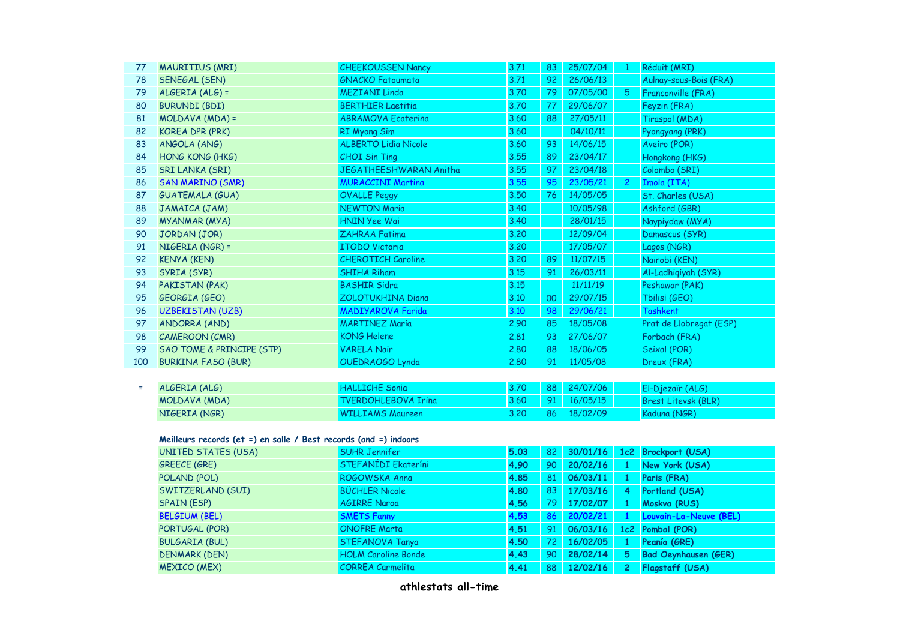| | | | | | | | |
|---|---|---|---|---|---|---|---|
| 77 | MAURITIUS (MRI) | CHEEKOUSSEN Nancy | 3.71 | 83 | 25/07/04 | 1 | Réduit (MRI) |
| 78 | SENEGAL (SEN) | GNACKO Fatoumata | 3.71 | 92 | 26/06/13 | | Aulnay-sous-Bois (FRA) |
| 79 | ALGERIA (ALG) = | MEZIANI Linda | 3.70 | 79 | 07/05/00 | 5 | Franconville (FRA) |
| 80 | BURUNDI (BDI) | BERTHIER Laetitia | 3.70 | 77 | 29/06/07 | | Feyzin (FRA) |
| 81 | MOLDAVA (MDA) = | ABRAMOVA Ecaterina | 3.60 | 88 | 27/05/11 | | Tiraspol (MDA) |
| 82 | KOREA DPR (PRK) | RI Myong Sim | 3.60 | | 04/10/11 | | Pyongyang (PRK) |
| 83 | ANGOLA (ANG) | ALBERTO Lidia Nicole | 3.60 | 93 | 14/06/15 | | Aveiro (POR) |
| 84 | HONG KONG (HKG) | CHOI Sin Ting | 3.55 | 89 | 23/04/17 | | Hongkong (HKG) |
| 85 | SRI LANKA (SRI) | JEGATHEESHWARAN Anitha | 3.55 | 97 | 23/04/18 | | Colombo (SRI) |
| 86 | SAN MARINO (SMR) | MURACCINI Martina | 3.55 | 95 | 23/05/21 | 2 | Imola (ITA) |
| 87 | GUATEMALA (GUA) | OVALLE Peggy | 3.50 | 76 | 14/05/05 | | St. Charles (USA) |
| 88 | JAMAICA (JAM) | NEWTON Maria | 3.40 | | 10/05/98 | | Ashford (GBR) |
| 89 | MYANMAR (MYA) | HNIN Yee Wai | 3.40 | | 28/01/15 | | Naypiydaw (MYA) |
| 90 | JORDAN (JOR) | ZAHRAA Fatima | 3.20 | | 12/09/04 | | Damascus (SYR) |
| 91 | NIGERIA (NGR) = | ITODO Victoria | 3.20 | | 17/05/07 | | Lagos (NGR) |
| 92 | KENYA (KEN) | CHEROTICH Caroline | 3.20 | 89 | 11/07/15 | | Nairobi (KEN) |
| 93 | SYRIA (SYR) | SHIHA Riham | 3.15 | 91 | 26/03/11 | | Al-Ladhiqiyah (SYR) |
| 94 | PAKISTAN (PAK) | BASHIR Sidra | 3.15 | | 11/11/19 | | Peshawar (PAK) |
| 95 | GEORGIA (GEO) | ZOLOTUKHINA Diana | 3.10 | 00 | 29/07/15 | | Tbilisi (GEO) |
| 96 | UZBEKISTAN (UZB) | MADIYAROVA Farida | 3.10 | 98 | 29/06/21 | | Tashkent |
| 97 | ANDORRA (AND) | MARTINEZ Maria | 2.90 | 85 | 18/05/08 | | Prat de Llobregat (ESP) |
| 98 | CAMEROON (CMR) | KONG Helene | 2.81 | 93 | 27/06/07 | | Forbach (FRA) |
| 99 | SAO TOME & PRINCIPE (STP) | VARELA Nair | 2.80 | 88 | 18/06/05 | | Seixal (POR) |
| 100 | BURKINA FASO (BUR) | OUEDRAOGO Lynda | 2.80 | 91 | 11/05/08 | | Dreux (FRA) |

| | | | | | | | |
|---|---|---|---|---|---|---|---|
| = | ALGERIA (ALG) | HALLICHE Sonia | 3.70 | 88 | 24/07/06 | | El-Djezaïr (ALG) |
| | MOLDAVA (MDA) | TVERDOHLEBOVA Irina | 3.60 | 91 | 16/05/15 | | Brest Litevsk (BLR) |
| | NIGERIA (NGR) | WILLIAMS Maureen | 3.20 | 86 | 18/02/09 | | Kaduna (NGR) |

**Meilleurs records (et =) en salle / Best records (and =) indoors**

| | | | | | | |
|---|---|---|---|---|---|---|
| UNITED STATES (USA) | SUHR Jennifer | **5.03** | 82 | **30/01/16** | **1c2** | **Brockport (USA)** |
| GREECE (GRE) | STEFANÍDI Ekateríni | **4.90** | 90 | **20/02/16** | **1** | **New York (USA)** |
| POLAND (POL) | ROGOWSKA Anna | **4.85** | 81 | **06/03/11** | **1** | **Paris (FRA)** |
| SWITZERLAND (SUI) | BÜCHLER Nicole | **4.80** | 83 | **17/03/16** | **4** | **Portland (USA)** |
| SPAIN (ESP) | AGIRRE Naroa | **4.56** | 79 | **17/02/07** | **1** | **Moskva (RUS)** |
| BELGIUM (BEL) | SMETS Fanny | **4.53** | 86 | **20/02/21** | **1** | **Louvain-La-Neuve (BEL)** |
| PORTUGAL (POR) | ONOFRE Marta | **4.51** | 91 | **06/03/16** | **1c2** | **Pombal (POR)** |
| BULGARIA (BUL) | STEFANOVA Tanya | **4.50** | 72 | **16/02/05** | **1** | **Peanía (GRE)** |
| DENMARK (DEN) | HOLM Caroline Bonde | **4.43** | 90 | **28/02/14** | **5** | **Bad Oeynhausen (GER)** |
| MEXICO (MEX) | CORREA Carmelita | **4.41** | 88 | **12/02/16** | **2** | **Flagstaff (USA)** |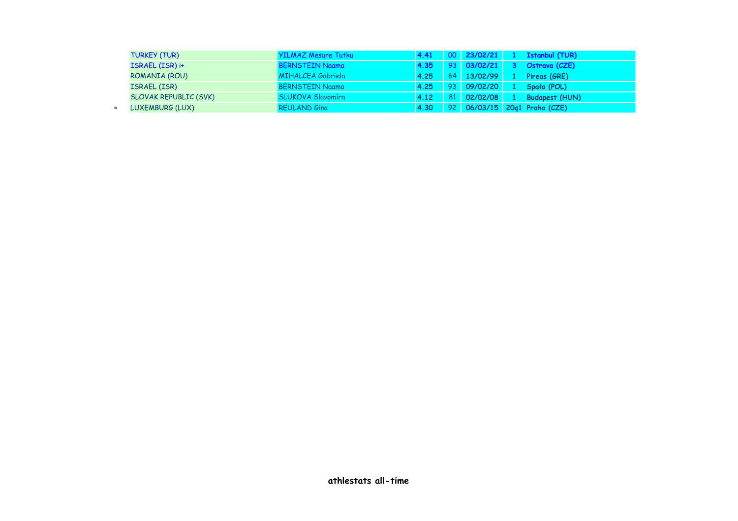| | | | | | | | |
|---|---|---|---|---|---|---|---|
| | TURKEY (TUR) | YILMAZ Mesure Tutku | 4.41 | 00 | 23/02/21 | 1 | Istanbul (TUR) |
| | ISRAEL (ISR) i+ | BERNSTEIN Naama | 4.35 | 93 | 03/02/21 | 3 | Ostrava (CZE) |
| | ROMANIA (ROU) | MIHALCEA Gabriela | 4.25 | 64 | 13/02/99 | 1 | Pireas (GRE) |
| | ISRAEL (ISR) | BERNSTEIN Naama | 4.25 | 93 | 09/02/20 | 1 | Spała (POL) |
| | SLOVAK REPUBLIC (SVK) | SLUKOVA Slavomíra | 4.12 | 81 | 02/02/08 | 1 | Budapest (HUN) |
| = | LUXEMBURG (LUX) | REULAND Gina | 4.30 | 92 | 06/03/15 | 20q1 | Praha (CZE) |

**athlestats all-time**